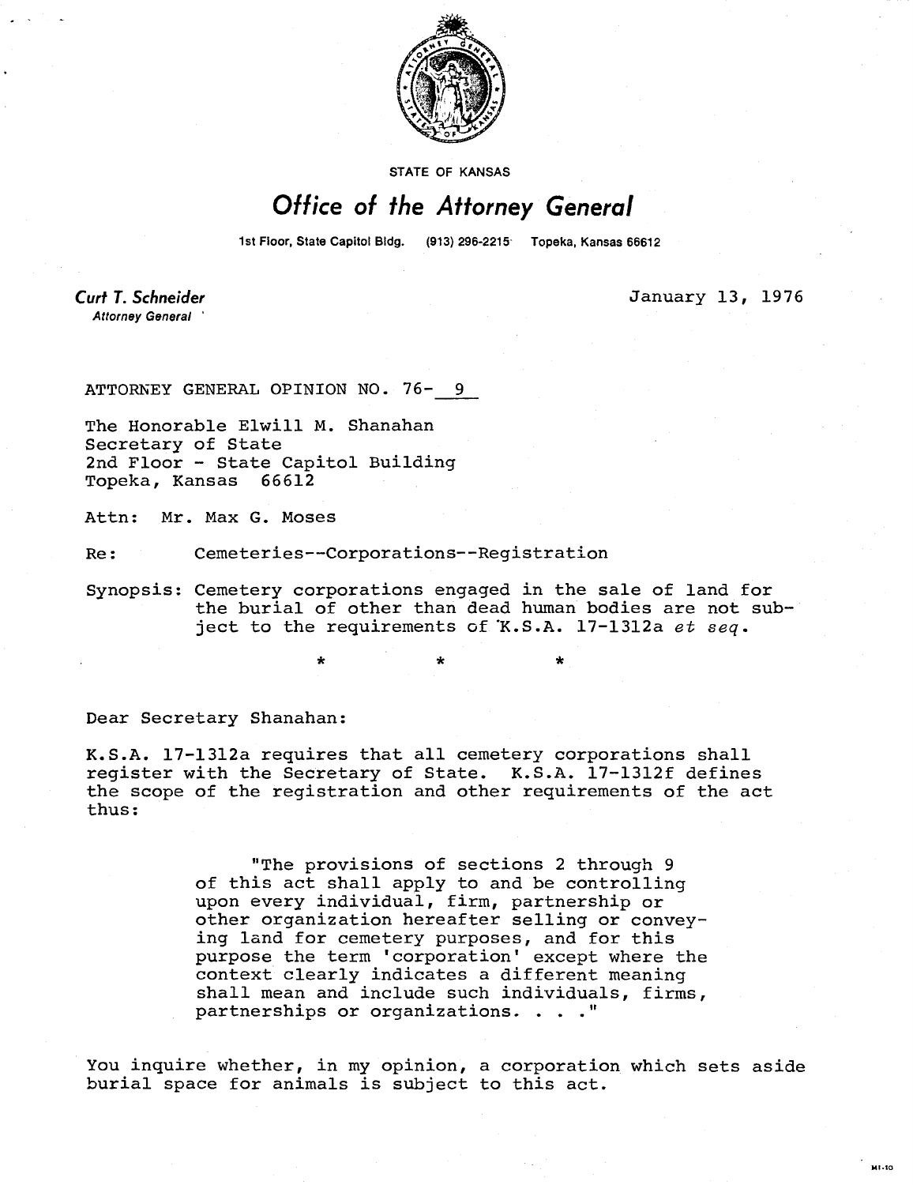STATE OF KANSAS

# Office of the Attorney General

1st Floor, State Capitol Bldg. (913) 296-2215 Topeka, Kansas 66612

**Curt T. Schneider**
*Attorney General*

January 13, 1976

ATTORNEY GENERAL OPINION NO. 76- 9

The Honorable Elwill M. Shanahan
Secretary of State
2nd Floor - State Capitol Building
Topeka, Kansas 66612

Attn: Mr. Max G. Moses

Re: Cemeteries--Corporations--Registration

Synopsis: Cemetery corporations engaged in the sale of land for the burial of other than dead human bodies are not subject to the requirements of K.S.A. 17-1312a *et seq.*

\* \* \*

Dear Secretary Shanahan:

K.S.A. 17-1312a requires that all cemetery corporations shall register with the Secretary of State. K.S.A. 17-1312f defines the scope of the registration and other requirements of the act thus:

> "The provisions of sections 2 through 9 of this act shall apply to and be controlling upon every individual, firm, partnership or other organization hereafter selling or conveying land for cemetery purposes, and for this purpose the term 'corporation' except where the context clearly indicates a different meaning shall mean and include such individuals, firms, partnerships or organizations. . . ."

You inquire whether, in my opinion, a corporation which sets aside burial space for animals is subject to this act.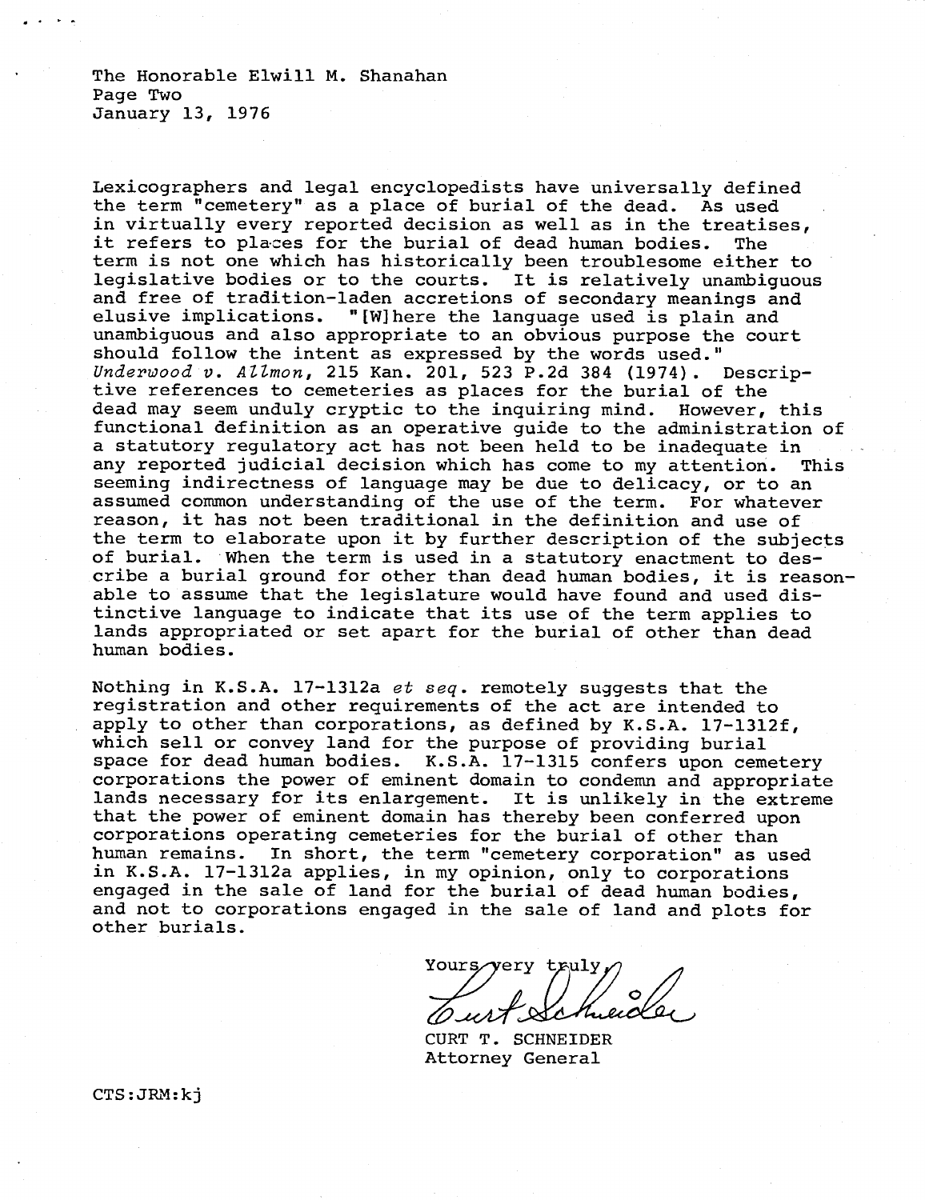The Honorable Elwill M. Shanahan
Page Two
January 13, 1976

Lexicographers and legal encyclopedists have universally defined the term "cemetery" as a place of burial of the dead. As used in virtually every reported decision as well as in the treatises, it refers to places for the burial of dead human bodies. The term is not one which has historically been troublesome either to legislative bodies or to the courts. It is relatively unambiguous and free of tradition-laden accretions of secondary meanings and elusive implications. "[W]here the language used is plain and unambiguous and also appropriate to an obvious purpose the court should follow the intent as expressed by the words used." *Underwood v. Allmon*, 215 Kan. 201, 523 P.2d 384 (1974). Descriptive references to cemeteries as places for the burial of the dead may seem unduly cryptic to the inquiring mind. However, this functional definition as an operative guide to the administration of a statutory regulatory act has not been held to be inadequate in any reported judicial decision which has come to my attention. This seeming indirectness of language may be due to delicacy, or to an assumed common understanding of the use of the term. For whatever reason, it has not been traditional in the definition and use of the term to elaborate upon it by further description of the subjects of burial. When the term is used in a statutory enactment to describe a burial ground for other than dead human bodies, it is reasonable to assume that the legislature would have found and used distinctive language to indicate that its use of the term applies to lands appropriated or set apart for the burial of other than dead human bodies.

Nothing in K.S.A. 17-1312a *et seq.* remotely suggests that the registration and other requirements of the act are intended to apply to other than corporations, as defined by K.S.A. 17-1312f, which sell or convey land for the purpose of providing burial space for dead human bodies. K.S.A. 17-1315 confers upon cemetery corporations the power of eminent domain to condemn and appropriate lands necessary for its enlargement. It is unlikely in the extreme that the power of eminent domain has thereby been conferred upon corporations operating cemeteries for the burial of other than human remains. In short, the term "cemetery corporation" as used in K.S.A. 17-1312a applies, in my opinion, only to corporations engaged in the sale of land for the burial of dead human bodies, and not to corporations engaged in the sale of land and plots for other burials.

Yours very truly,

Curt Schneider

CURT T. SCHNEIDER
Attorney General

CTS:JRM:kj